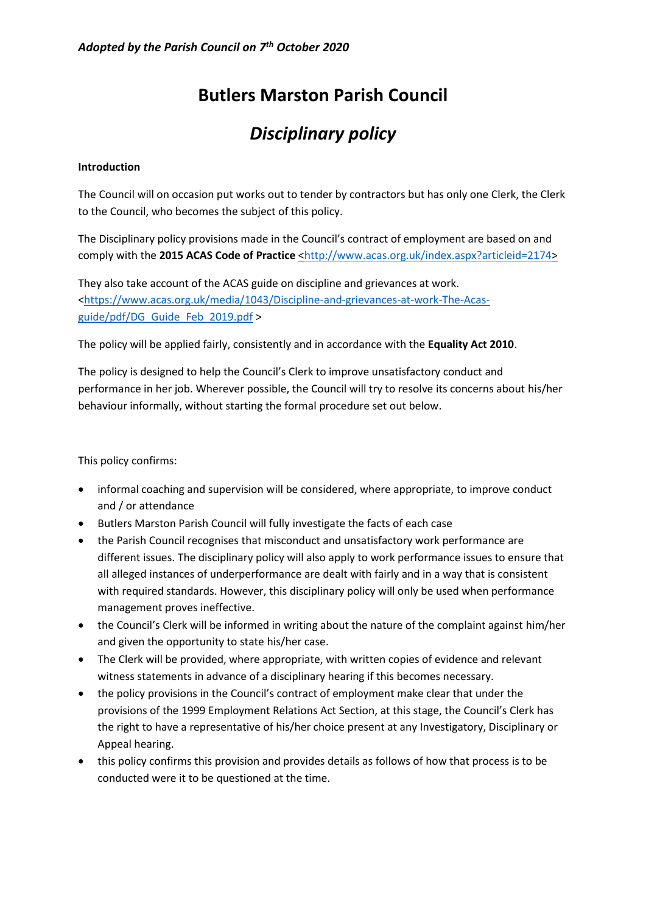***Adopted by the Parish Council on 7th October 2020***

# Butlers Marston Parish Council

## *Disciplinary policy*

**Introduction**

The Council will on occasion put works out to tender by contractors but has only one Clerk, the Clerk to the Council, who becomes the subject of this policy.

The Disciplinary policy provisions made in the Council's contract of employment are based on and comply with the **2015 ACAS Code of Practice** <http://www.acas.org.uk/index.aspx?articleid=2174>

They also take account of the ACAS guide on discipline and grievances at work. <https://www.acas.org.uk/media/1043/Discipline-and-grievances-at-work-The-Acas-guide/pdf/DG_Guide_Feb_2019.pdf >

The policy will be applied fairly, consistently and in accordance with the **Equality Act 2010**.

The policy is designed to help the Council's Clerk to improve unsatisfactory conduct and performance in her job. Wherever possible, the Council will try to resolve its concerns about his/her behaviour informally, without starting the formal procedure set out below.

This policy confirms:

- informal coaching and supervision will be considered, where appropriate, to improve conduct and / or attendance
- Butlers Marston Parish Council will fully investigate the facts of each case
- the Parish Council recognises that misconduct and unsatisfactory work performance are different issues. The disciplinary policy will also apply to work performance issues to ensure that all alleged instances of underperformance are dealt with fairly and in a way that is consistent with required standards. However, this disciplinary policy will only be used when performance management proves ineffective.
- the Council's Clerk will be informed in writing about the nature of the complaint against him/her and given the opportunity to state his/her case.
- The Clerk will be provided, where appropriate, with written copies of evidence and relevant witness statements in advance of a disciplinary hearing if this becomes necessary.
- the policy provisions in the Council's contract of employment make clear that under the provisions of the 1999 Employment Relations Act Section, at this stage, the Council's Clerk has the right to have a representative of his/her choice present at any Investigatory, Disciplinary or Appeal hearing.
- this policy confirms this provision and provides details as follows of how that process is to be conducted were it to be questioned at the time.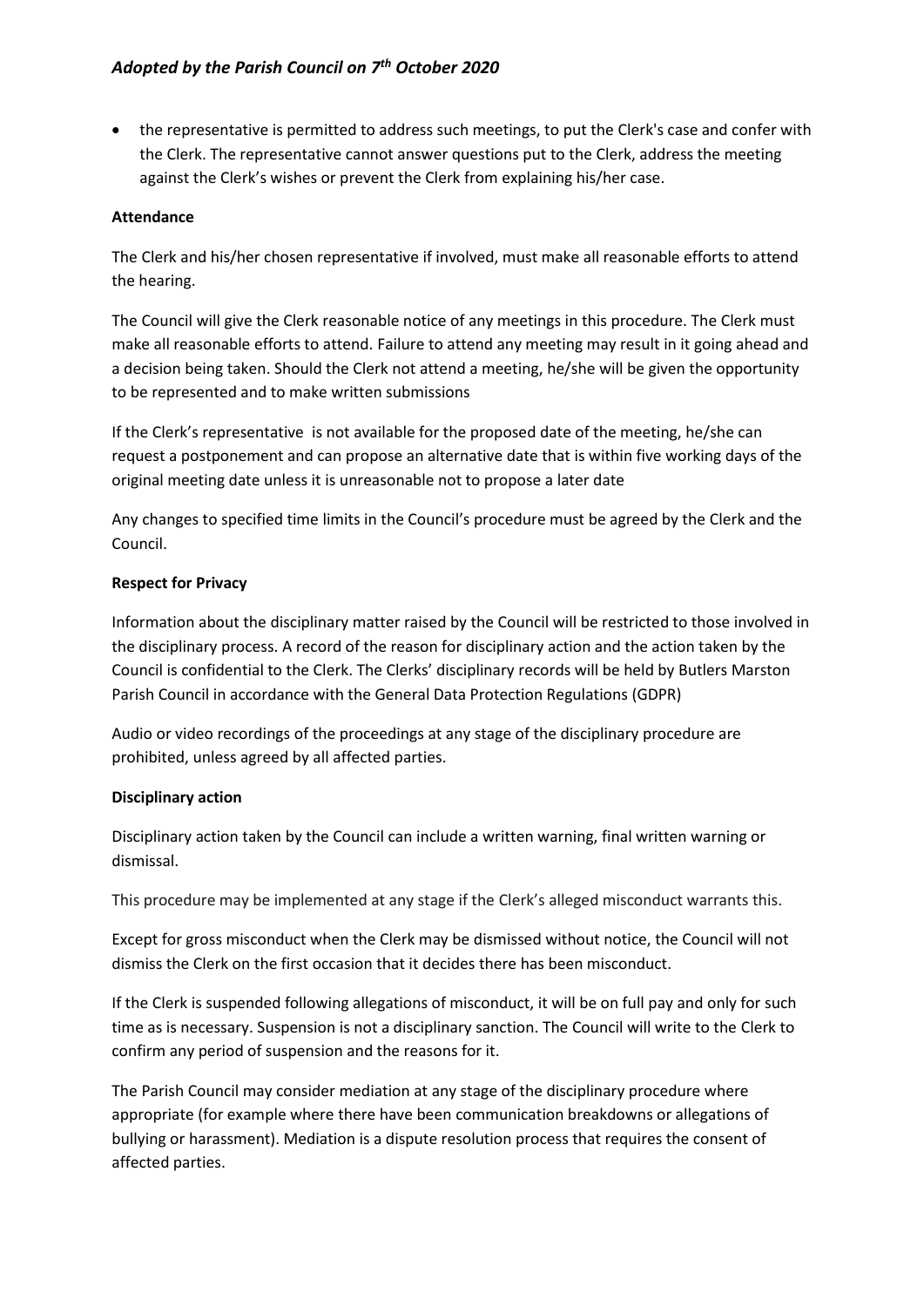- the representative is permitted to address such meetings, to put the Clerk's case and confer with the Clerk. The representative cannot answer questions put to the Clerk, address the meeting against the Clerk's wishes or prevent the Clerk from explaining his/her case.

**Attendance**

The Clerk and his/her chosen representative if involved, must make all reasonable efforts to attend the hearing.

The Council will give the Clerk reasonable notice of any meetings in this procedure. The Clerk must make all reasonable efforts to attend. Failure to attend any meeting may result in it going ahead and a decision being taken. Should the Clerk not attend a meeting, he/she will be given the opportunity to be represented and to make written submissions

If the Clerk's representative is not available for the proposed date of the meeting, he/she can request a postponement and can propose an alternative date that is within five working days of the original meeting date unless it is unreasonable not to propose a later date

Any changes to specified time limits in the Council's procedure must be agreed by the Clerk and the Council.

**Respect for Privacy**

Information about the disciplinary matter raised by the Council will be restricted to those involved in the disciplinary process. A record of the reason for disciplinary action and the action taken by the Council is confidential to the Clerk. The Clerks' disciplinary records will be held by Butlers Marston Parish Council in accordance with the General Data Protection Regulations (GDPR)

Audio or video recordings of the proceedings at any stage of the disciplinary procedure are prohibited, unless agreed by all affected parties.

**Disciplinary action**

Disciplinary action taken by the Council can include a written warning, final written warning or dismissal.

This procedure may be implemented at any stage if the Clerk's alleged misconduct warrants this.

Except for gross misconduct when the Clerk may be dismissed without notice, the Council will not dismiss the Clerk on the first occasion that it decides there has been misconduct.

If the Clerk is suspended following allegations of misconduct, it will be on full pay and only for such time as is necessary. Suspension is not a disciplinary sanction. The Council will write to the Clerk to confirm any period of suspension and the reasons for it.

The Parish Council may consider mediation at any stage of the disciplinary procedure where appropriate (for example where there have been communication breakdowns or allegations of bullying or harassment). Mediation is a dispute resolution process that requires the consent of affected parties.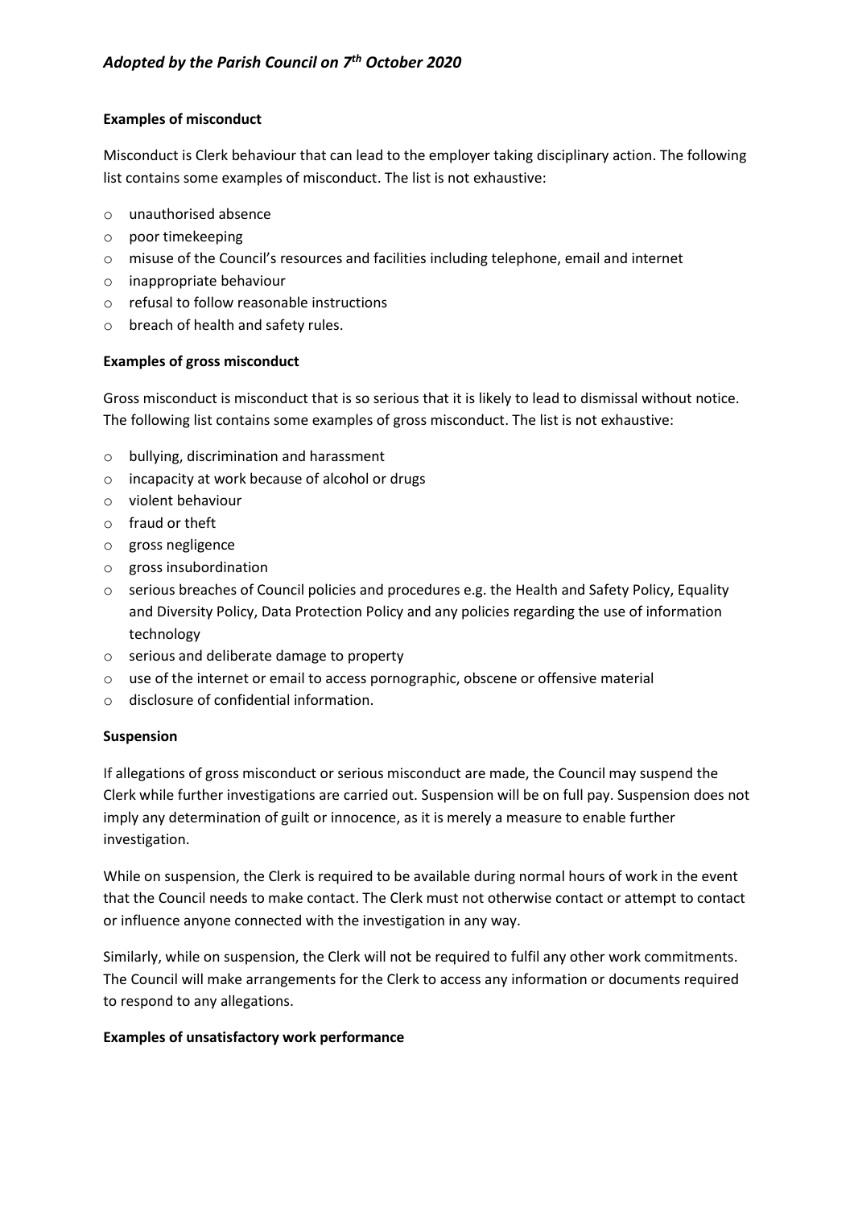**Examples of misconduct**

Misconduct is Clerk behaviour that can lead to the employer taking disciplinary action. The following list contains some examples of misconduct. The list is not exhaustive:

- unauthorised absence
- poor timekeeping
- misuse of the Council's resources and facilities including telephone, email and internet
- inappropriate behaviour
- refusal to follow reasonable instructions
- breach of health and safety rules.

**Examples of gross misconduct**

Gross misconduct is misconduct that is so serious that it is likely to lead to dismissal without notice. The following list contains some examples of gross misconduct. The list is not exhaustive:

- bullying, discrimination and harassment
- incapacity at work because of alcohol or drugs
- violent behaviour
- fraud or theft
- gross negligence
- gross insubordination
- serious breaches of Council policies and procedures e.g. the Health and Safety Policy, Equality and Diversity Policy, Data Protection Policy and any policies regarding the use of information technology
- serious and deliberate damage to property
- use of the internet or email to access pornographic, obscene or offensive material
- disclosure of confidential information.

**Suspension**

If allegations of gross misconduct or serious misconduct are made, the Council may suspend the Clerk while further investigations are carried out. Suspension will be on full pay. Suspension does not imply any determination of guilt or innocence, as it is merely a measure to enable further investigation.

While on suspension, the Clerk is required to be available during normal hours of work in the event that the Council needs to make contact. The Clerk must not otherwise contact or attempt to contact or influence anyone connected with the investigation in any way.

Similarly, while on suspension, the Clerk will not be required to fulfil any other work commitments. The Council will make arrangements for the Clerk to access any information or documents required to respond to any allegations.

**Examples of unsatisfactory work performance**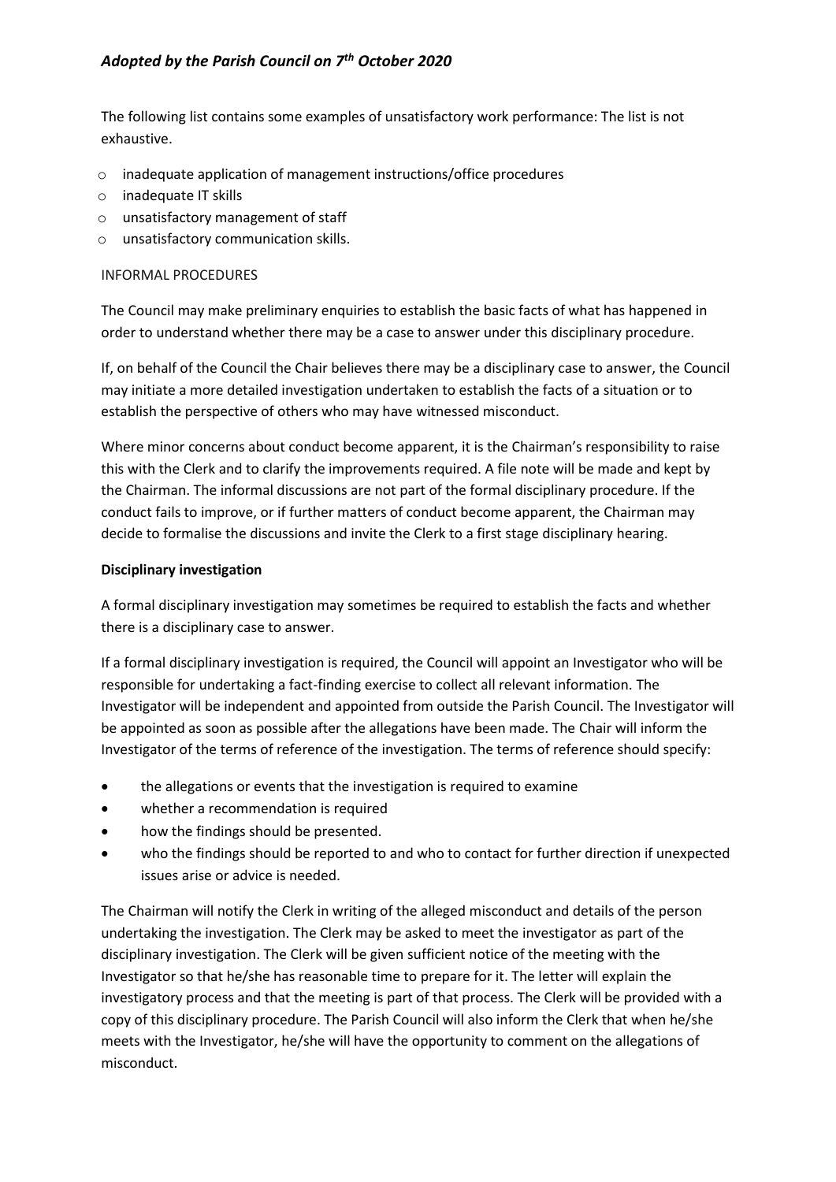The following list contains some examples of unsatisfactory work performance: The list is not exhaustive.

- inadequate application of management instructions/office procedures
- inadequate IT skills
- unsatisfactory management of staff
- unsatisfactory communication skills.

INFORMAL PROCEDURES

The Council may make preliminary enquiries to establish the basic facts of what has happened in order to understand whether there may be a case to answer under this disciplinary procedure.

If, on behalf of the Council the Chair believes there may be a disciplinary case to answer, the Council may initiate a more detailed investigation undertaken to establish the facts of a situation or to establish the perspective of others who may have witnessed misconduct.

Where minor concerns about conduct become apparent, it is the Chairman's responsibility to raise this with the Clerk and to clarify the improvements required. A file note will be made and kept by the Chairman. The informal discussions are not part of the formal disciplinary procedure. If the conduct fails to improve, or if further matters of conduct become apparent, the Chairman may decide to formalise the discussions and invite the Clerk to a first stage disciplinary hearing.

**Disciplinary investigation**

A formal disciplinary investigation may sometimes be required to establish the facts and whether there is a disciplinary case to answer.

If a formal disciplinary investigation is required, the Council will appoint an Investigator who will be responsible for undertaking a fact-finding exercise to collect all relevant information. The Investigator will be independent and appointed from outside the Parish Council. The Investigator will be appointed as soon as possible after the allegations have been made. The Chair will inform the Investigator of the terms of reference of the investigation. The terms of reference should specify:

- the allegations or events that the investigation is required to examine
- whether a recommendation is required
- how the findings should be presented.
- who the findings should be reported to and who to contact for further direction if unexpected issues arise or advice is needed.

The Chairman will notify the Clerk in writing of the alleged misconduct and details of the person undertaking the investigation. The Clerk may be asked to meet the investigator as part of the disciplinary investigation. The Clerk will be given sufficient notice of the meeting with the Investigator so that he/she has reasonable time to prepare for it. The letter will explain the investigatory process and that the meeting is part of that process. The Clerk will be provided with a copy of this disciplinary procedure. The Parish Council will also inform the Clerk that when he/she meets with the Investigator, he/she will have the opportunity to comment on the allegations of misconduct.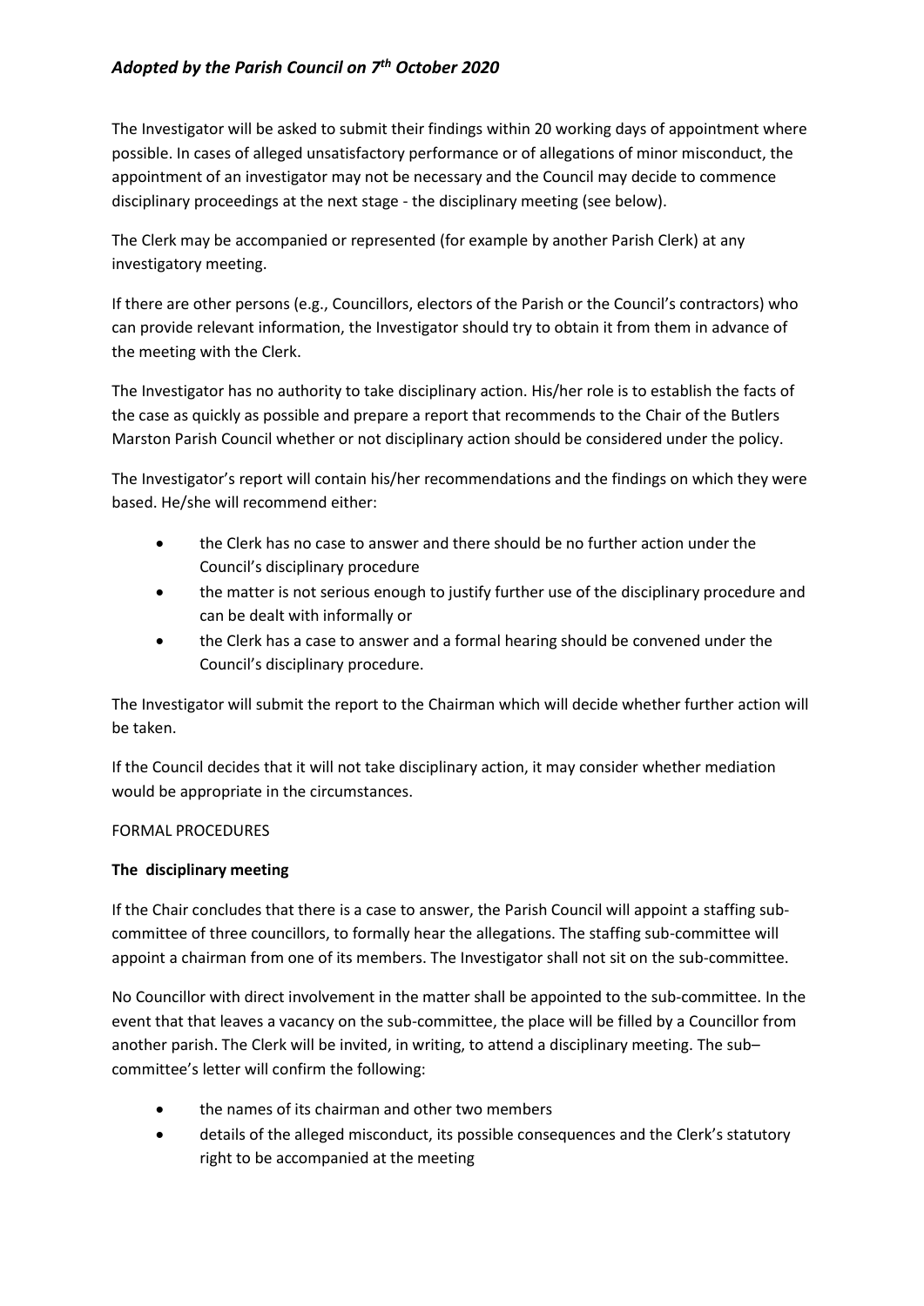The Investigator will be asked to submit their findings within 20 working days of appointment where possible. In cases of alleged unsatisfactory performance or of allegations of minor misconduct, the appointment of an investigator may not be necessary and the Council may decide to commence disciplinary proceedings at the next stage - the disciplinary meeting (see below).

The Clerk may be accompanied or represented (for example by another Parish Clerk) at any investigatory meeting.

If there are other persons (e.g., Councillors, electors of the Parish or the Council's contractors) who can provide relevant information, the Investigator should try to obtain it from them in advance of the meeting with the Clerk.

The Investigator has no authority to take disciplinary action. His/her role is to establish the facts of the case as quickly as possible and prepare a report that recommends to the Chair of the Butlers Marston Parish Council whether or not disciplinary action should be considered under the policy.

The Investigator's report will contain his/her recommendations and the findings on which they were based. He/she will recommend either:

- the Clerk has no case to answer and there should be no further action under the Council's disciplinary procedure
- the matter is not serious enough to justify further use of the disciplinary procedure and can be dealt with informally or
- the Clerk has a case to answer and a formal hearing should be convened under the Council's disciplinary procedure.

The Investigator will submit the report to the Chairman which will decide whether further action will be taken.

If the Council decides that it will not take disciplinary action, it may consider whether mediation would be appropriate in the circumstances.

FORMAL PROCEDURES

**The disciplinary meeting**

If the Chair concludes that there is a case to answer, the Parish Council will appoint a staffing sub-committee of three councillors, to formally hear the allegations. The staffing sub-committee will appoint a chairman from one of its members. The Investigator shall not sit on the sub-committee.

No Councillor with direct involvement in the matter shall be appointed to the sub-committee. In the event that that leaves a vacancy on the sub-committee, the place will be filled by a Councillor from another parish. The Clerk will be invited, in writing, to attend a disciplinary meeting. The sub–committee's letter will confirm the following:

- the names of its chairman and other two members
- details of the alleged misconduct, its possible consequences and the Clerk's statutory right to be accompanied at the meeting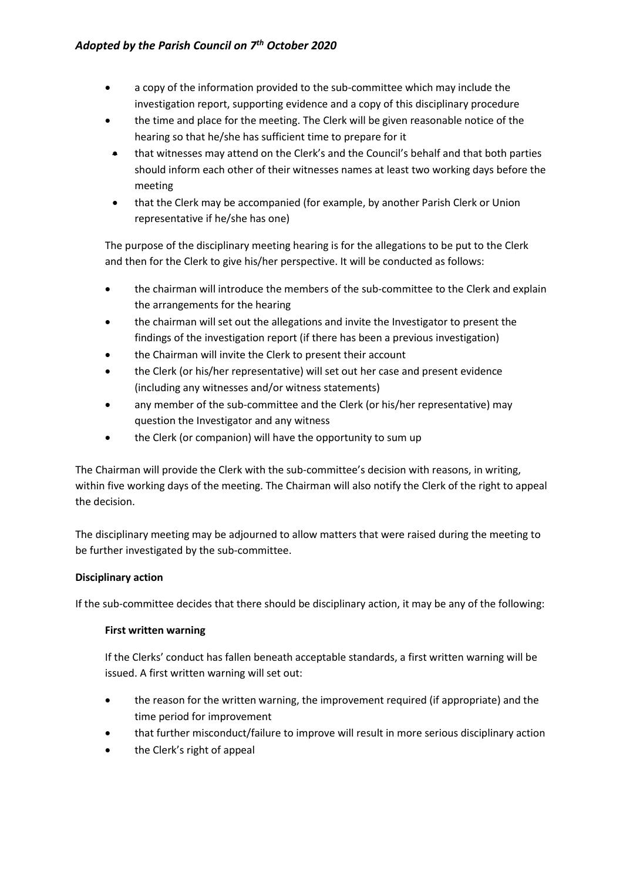- a copy of the information provided to the sub-committee which may include the investigation report, supporting evidence and a copy of this disciplinary procedure
- the time and place for the meeting. The Clerk will be given reasonable notice of the hearing so that he/she has sufficient time to prepare for it
- that witnesses may attend on the Clerk's and the Council's behalf and that both parties should inform each other of their witnesses names at least two working days before the meeting
- that the Clerk may be accompanied (for example, by another Parish Clerk or Union representative if he/she has one)

The purpose of the disciplinary meeting hearing is for the allegations to be put to the Clerk and then for the Clerk to give his/her perspective. It will be conducted as follows:

- the chairman will introduce the members of the sub-committee to the Clerk and explain the arrangements for the hearing
- the chairman will set out the allegations and invite the Investigator to present the findings of the investigation report (if there has been a previous investigation)
- the Chairman will invite the Clerk to present their account
- the Clerk (or his/her representative) will set out her case and present evidence (including any witnesses and/or witness statements)
- any member of the sub-committee and the Clerk (or his/her representative) may question the Investigator and any witness
- the Clerk (or companion) will have the opportunity to sum up

The Chairman will provide the Clerk with the sub-committee's decision with reasons, in writing, within five working days of the meeting. The Chairman will also notify the Clerk of the right to appeal the decision.

The disciplinary meeting may be adjourned to allow matters that were raised during the meeting to be further investigated by the sub-committee.

**Disciplinary action**

If the sub-committee decides that there should be disciplinary action, it may be any of the following:

**First written warning**

If the Clerks' conduct has fallen beneath acceptable standards, a first written warning will be issued. A first written warning will set out:

- the reason for the written warning, the improvement required (if appropriate) and the time period for improvement
- that further misconduct/failure to improve will result in more serious disciplinary action
- the Clerk's right of appeal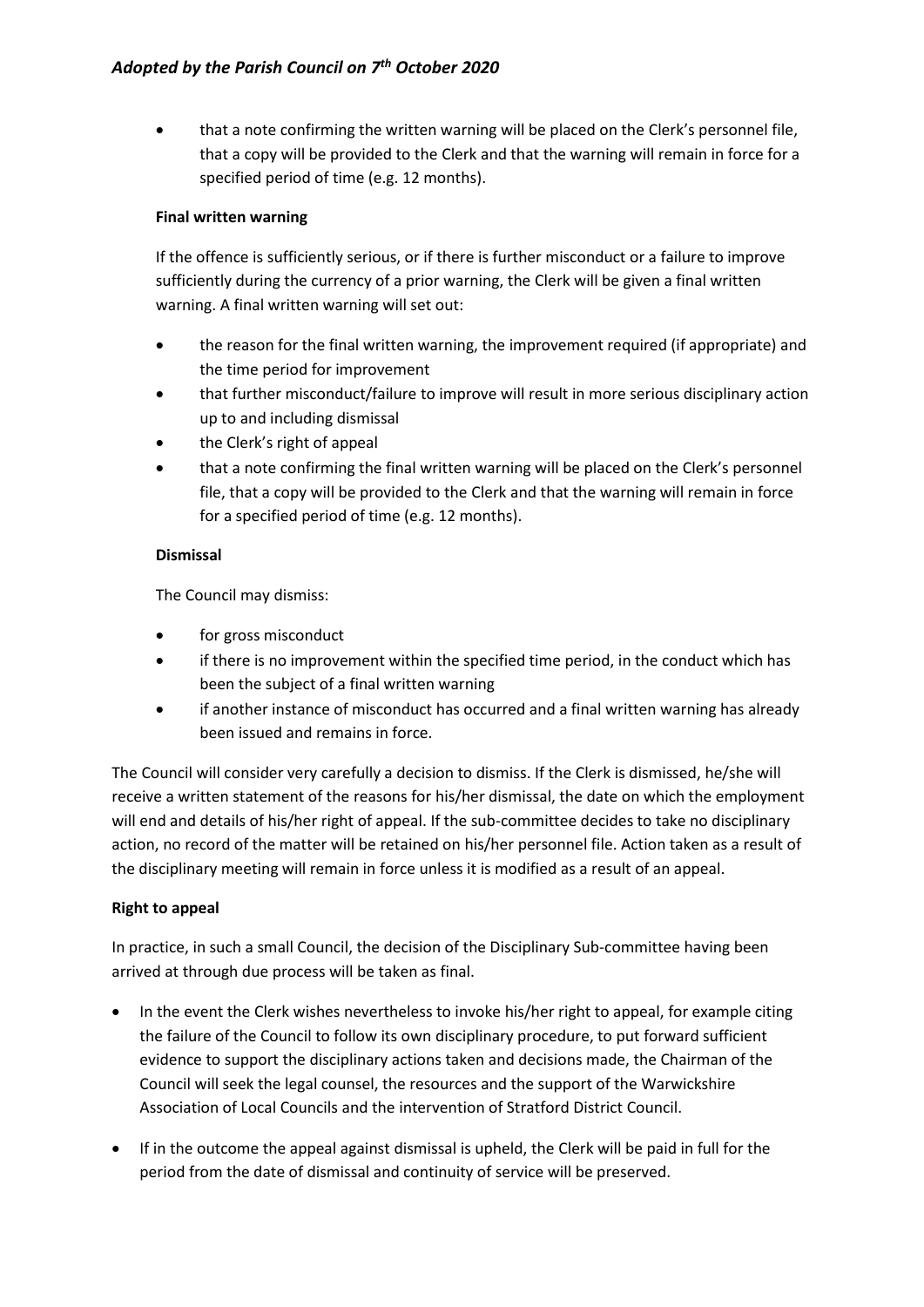- that a note confirming the written warning will be placed on the Clerk's personnel file, that a copy will be provided to the Clerk and that the warning will remain in force for a specified period of time (e.g. 12 months).

**Final written warning**

If the offence is sufficiently serious, or if there is further misconduct or a failure to improve sufficiently during the currency of a prior warning, the Clerk will be given a final written warning. A final written warning will set out:

- the reason for the final written warning, the improvement required (if appropriate) and the time period for improvement
- that further misconduct/failure to improve will result in more serious disciplinary action up to and including dismissal
- the Clerk's right of appeal
- that a note confirming the final written warning will be placed on the Clerk's personnel file, that a copy will be provided to the Clerk and that the warning will remain in force for a specified period of time (e.g. 12 months).

**Dismissal**

The Council may dismiss:

- for gross misconduct
- if there is no improvement within the specified time period, in the conduct which has been the subject of a final written warning
- if another instance of misconduct has occurred and a final written warning has already been issued and remains in force.

The Council will consider very carefully a decision to dismiss. If the Clerk is dismissed, he/she will receive a written statement of the reasons for his/her dismissal, the date on which the employment will end and details of his/her right of appeal. If the sub-committee decides to take no disciplinary action, no record of the matter will be retained on his/her personnel file. Action taken as a result of the disciplinary meeting will remain in force unless it is modified as a result of an appeal.

**Right to appeal**

In practice, in such a small Council, the decision of the Disciplinary Sub-committee having been arrived at through due process will be taken as final.

- In the event the Clerk wishes nevertheless to invoke his/her right to appeal, for example citing the failure of the Council to follow its own disciplinary procedure, to put forward sufficient evidence to support the disciplinary actions taken and decisions made, the Chairman of the Council will seek the legal counsel, the resources and the support of the Warwickshire Association of Local Councils and the intervention of Stratford District Council.
- If in the outcome the appeal against dismissal is upheld, the Clerk will be paid in full for the period from the date of dismissal and continuity of service will be preserved.